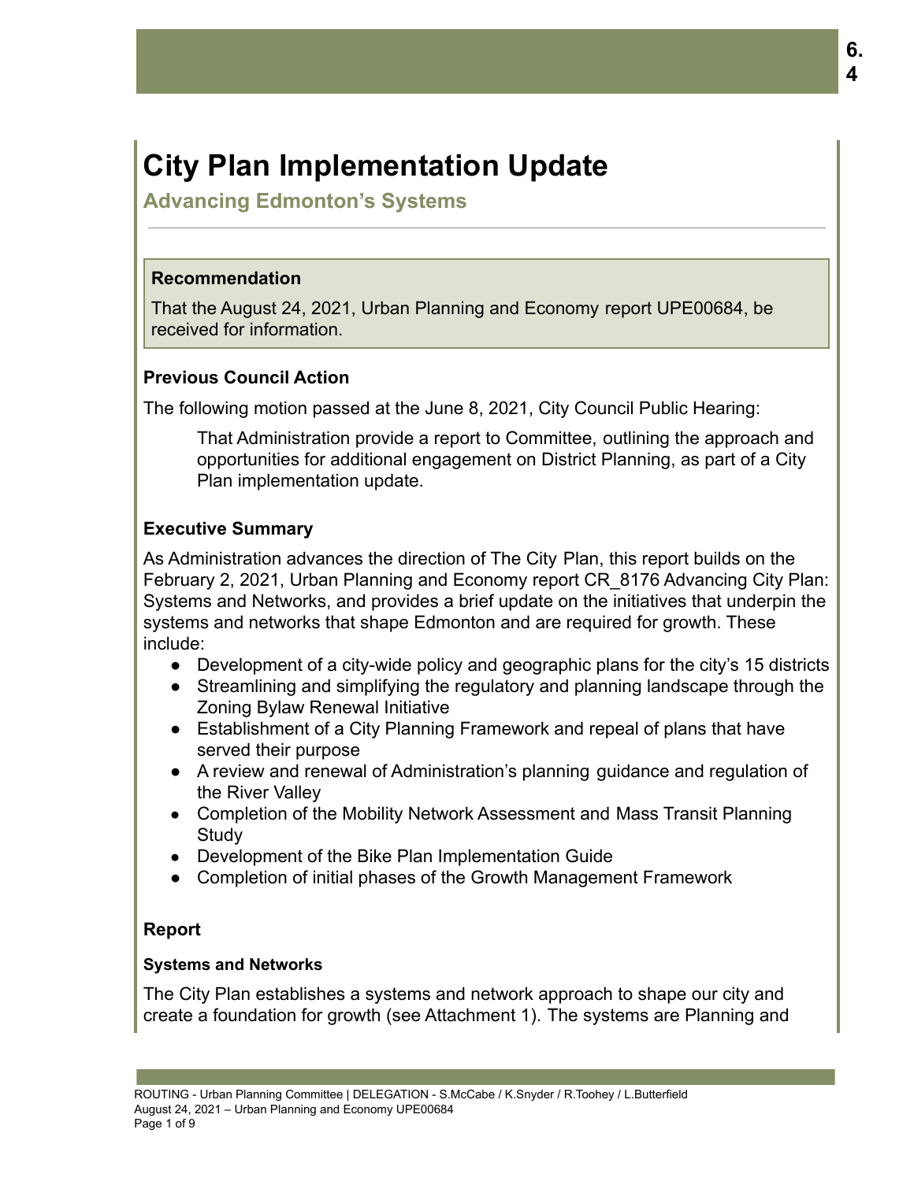# City Plan Implementation Update

## Advancing Edmonton's Systems

**Recommendation**

That the August 24, 2021, Urban Planning and Economy report UPE00684, be received for information.

**Previous Council Action**

The following motion passed at the June 8, 2021, City Council Public Hearing:

> That Administration provide a report to Committee, outlining the approach and opportunities for additional engagement on District Planning, as part of a City Plan implementation update.

**Executive Summary**

As Administration advances the direction of The City Plan, this report builds on the February 2, 2021, Urban Planning and Economy report CR_8176 Advancing City Plan: Systems and Networks, and provides a brief update on the initiatives that underpin the systems and networks that shape Edmonton and are required for growth. These include:

- Development of a city-wide policy and geographic plans for the city's 15 districts
- Streamlining and simplifying the regulatory and planning landscape through the Zoning Bylaw Renewal Initiative
- Establishment of a City Planning Framework and repeal of plans that have served their purpose
- A review and renewal of Administration's planning guidance and regulation of the River Valley
- Completion of the Mobility Network Assessment and Mass Transit Planning Study
- Development of the Bike Plan Implementation Guide
- Completion of initial phases of the Growth Management Framework

**Report**

**Systems and Networks**

The City Plan establishes a systems and network approach to shape our city and create a foundation for growth (see Attachment 1). The systems are Planning and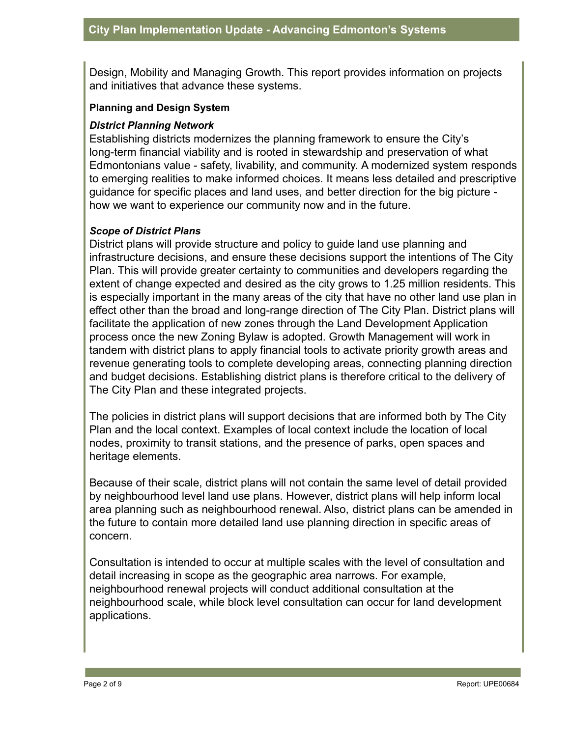Design, Mobility and Managing Growth. This report provides information on projects and initiatives that advance these systems.

**Planning and Design System**

***District Planning Network***

Establishing districts modernizes the planning framework to ensure the City's long-term financial viability and is rooted in stewardship and preservation of what Edmontonians value - safety, livability, and community. A modernized system responds to emerging realities to make informed choices. It means less detailed and prescriptive guidance for specific places and land uses, and better direction for the big picture - how we want to experience our community now and in the future.

***Scope of District Plans***

District plans will provide structure and policy to guide land use planning and infrastructure decisions, and ensure these decisions support the intentions of The City Plan. This will provide greater certainty to communities and developers regarding the extent of change expected and desired as the city grows to 1.25 million residents. This is especially important in the many areas of the city that have no other land use plan in effect other than the broad and long-range direction of The City Plan. District plans will facilitate the application of new zones through the Land Development Application process once the new Zoning Bylaw is adopted. Growth Management will work in tandem with district plans to apply financial tools to activate priority growth areas and revenue generating tools to complete developing areas, connecting planning direction and budget decisions. Establishing district plans is therefore critical to the delivery of The City Plan and these integrated projects.

The policies in district plans will support decisions that are informed both by The City Plan and the local context. Examples of local context include the location of local nodes, proximity to transit stations, and the presence of parks, open spaces and heritage elements.

Because of their scale, district plans will not contain the same level of detail provided by neighbourhood level land use plans. However, district plans will help inform local area planning such as neighbourhood renewal. Also, district plans can be amended in the future to contain more detailed land use planning direction in specific areas of concern.

Consultation is intended to occur at multiple scales with the level of consultation and detail increasing in scope as the geographic area narrows. For example, neighbourhood renewal projects will conduct additional consultation at the neighbourhood scale, while block level consultation can occur for land development applications.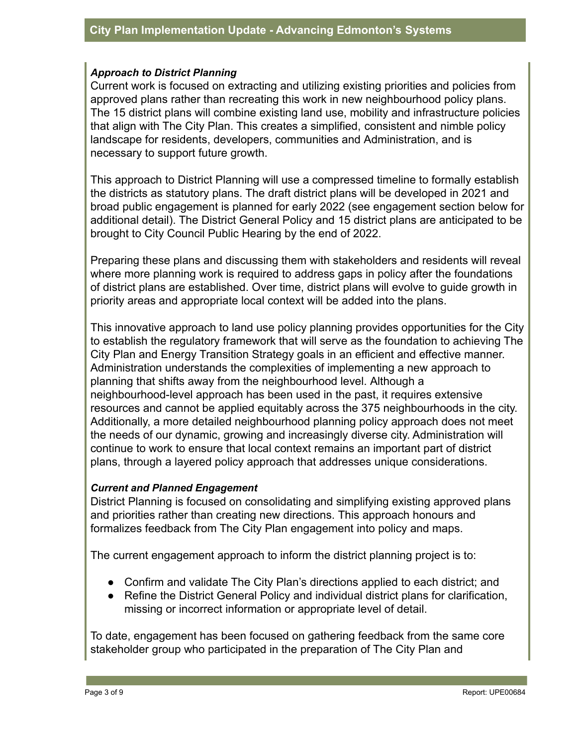***Approach to District Planning***

Current work is focused on extracting and utilizing existing priorities and policies from approved plans rather than recreating this work in new neighbourhood policy plans. The 15 district plans will combine existing land use, mobility and infrastructure policies that align with The City Plan. This creates a simplified, consistent and nimble policy landscape for residents, developers, communities and Administration, and is necessary to support future growth.

This approach to District Planning will use a compressed timeline to formally establish the districts as statutory plans. The draft district plans will be developed in 2021 and broad public engagement is planned for early 2022 (see engagement section below for additional detail). The District General Policy and 15 district plans are anticipated to be brought to City Council Public Hearing by the end of 2022.

Preparing these plans and discussing them with stakeholders and residents will reveal where more planning work is required to address gaps in policy after the foundations of district plans are established. Over time, district plans will evolve to guide growth in priority areas and appropriate local context will be added into the plans.

This innovative approach to land use policy planning provides opportunities for the City to establish the regulatory framework that will serve as the foundation to achieving The City Plan and Energy Transition Strategy goals in an efficient and effective manner. Administration understands the complexities of implementing a new approach to planning that shifts away from the neighbourhood level. Although a neighbourhood-level approach has been used in the past, it requires extensive resources and cannot be applied equitably across the 375 neighbourhoods in the city. Additionally, a more detailed neighbourhood planning policy approach does not meet the needs of our dynamic, growing and increasingly diverse city. Administration will continue to work to ensure that local context remains an important part of district plans, through a layered policy approach that addresses unique considerations.

***Current and Planned Engagement***

District Planning is focused on consolidating and simplifying existing approved plans and priorities rather than creating new directions. This approach honours and formalizes feedback from The City Plan engagement into policy and maps.

The current engagement approach to inform the district planning project is to:

- Confirm and validate The City Plan's directions applied to each district; and
- Refine the District General Policy and individual district plans for clarification, missing or incorrect information or appropriate level of detail.

To date, engagement has been focused on gathering feedback from the same core stakeholder group who participated in the preparation of The City Plan and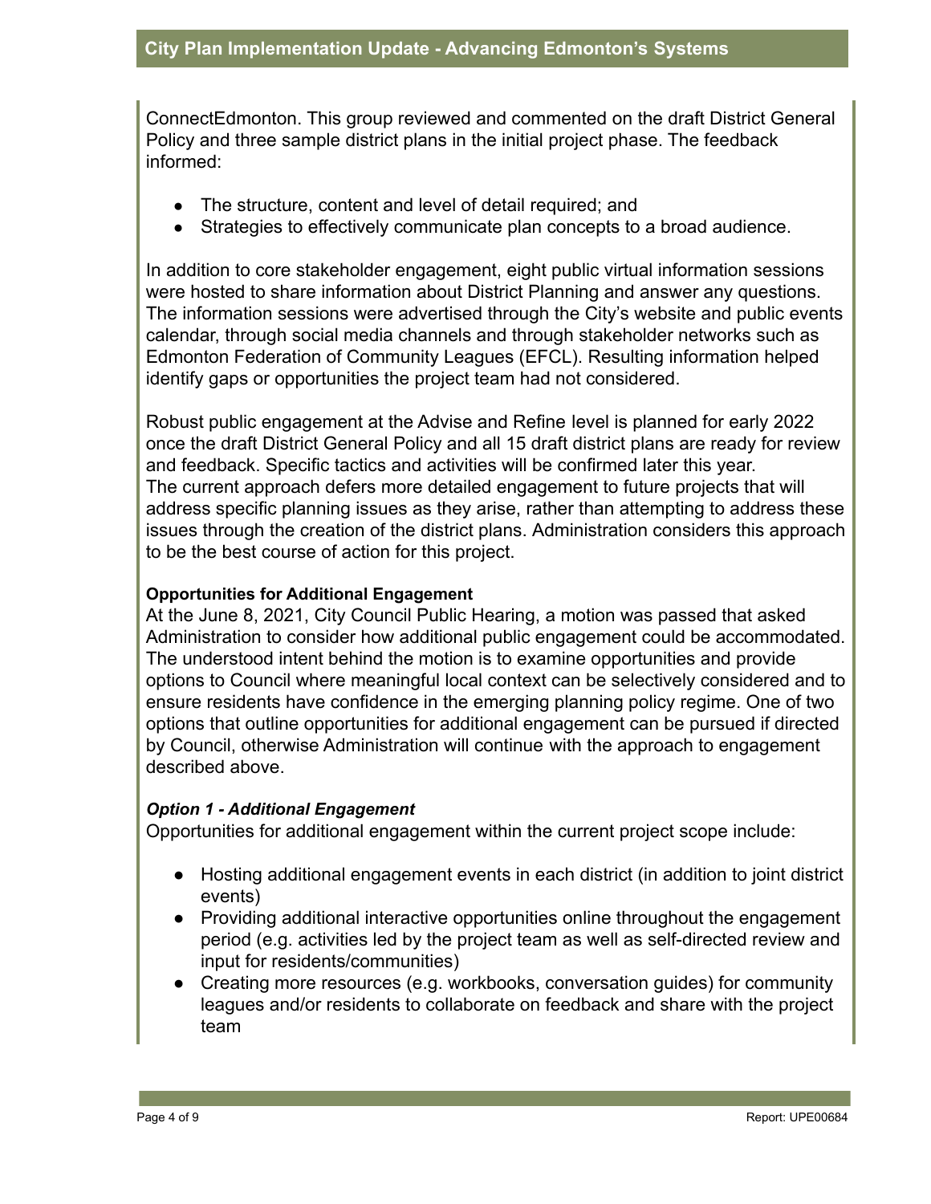ConnectEdmonton. This group reviewed and commented on the draft District General Policy and three sample district plans in the initial project phase. The feedback informed:

- The structure, content and level of detail required; and
- Strategies to effectively communicate plan concepts to a broad audience.

In addition to core stakeholder engagement, eight public virtual information sessions were hosted to share information about District Planning and answer any questions. The information sessions were advertised through the City's website and public events calendar, through social media channels and through stakeholder networks such as Edmonton Federation of Community Leagues (EFCL). Resulting information helped identify gaps or opportunities the project team had not considered.

Robust public engagement at the Advise and Refine level is planned for early 2022 once the draft District General Policy and all 15 draft district plans are ready for review and feedback. Specific tactics and activities will be confirmed later this year. The current approach defers more detailed engagement to future projects that will address specific planning issues as they arise, rather than attempting to address these issues through the creation of the district plans. Administration considers this approach to be the best course of action for this project.

**Opportunities for Additional Engagement**

At the June 8, 2021, City Council Public Hearing, a motion was passed that asked Administration to consider how additional public engagement could be accommodated. The understood intent behind the motion is to examine opportunities and provide options to Council where meaningful local context can be selectively considered and to ensure residents have confidence in the emerging planning policy regime. One of two options that outline opportunities for additional engagement can be pursued if directed by Council, otherwise Administration will continue with the approach to engagement described above.

***Option 1 - Additional Engagement***

Opportunities for additional engagement within the current project scope include:

- Hosting additional engagement events in each district (in addition to joint district events)
- Providing additional interactive opportunities online throughout the engagement period (e.g. activities led by the project team as well as self-directed review and input for residents/communities)
- Creating more resources (e.g. workbooks, conversation guides) for community leagues and/or residents to collaborate on feedback and share with the project team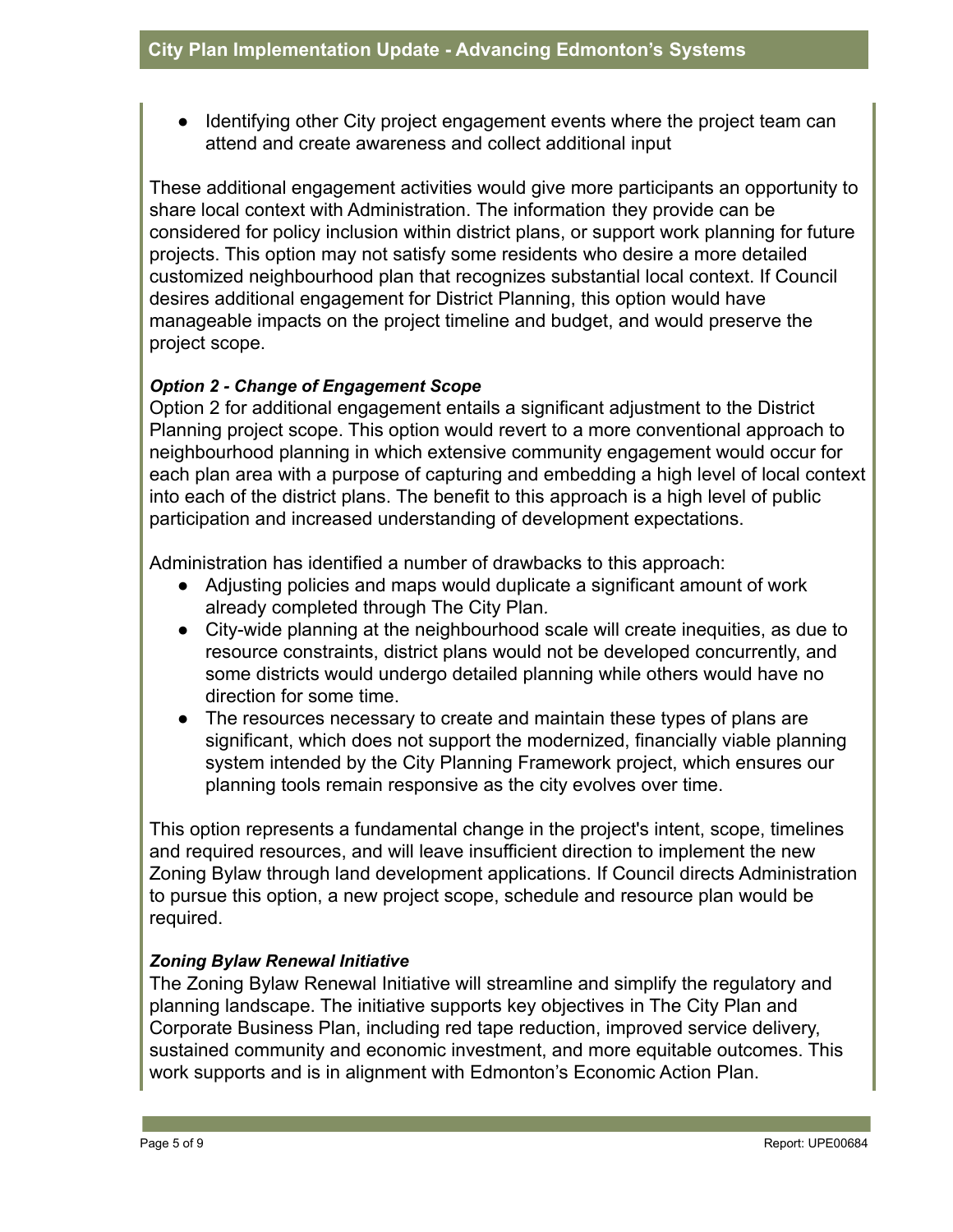- Identifying other City project engagement events where the project team can attend and create awareness and collect additional input

These additional engagement activities would give more participants an opportunity to share local context with Administration. The information they provide can be considered for policy inclusion within district plans, or support work planning for future projects. This option may not satisfy some residents who desire a more detailed customized neighbourhood plan that recognizes substantial local context. If Council desires additional engagement for District Planning, this option would have manageable impacts on the project timeline and budget, and would preserve the project scope.

***Option 2 - Change of Engagement Scope***

Option 2 for additional engagement entails a significant adjustment to the District Planning project scope. This option would revert to a more conventional approach to neighbourhood planning in which extensive community engagement would occur for each plan area with a purpose of capturing and embedding a high level of local context into each of the district plans. The benefit to this approach is a high level of public participation and increased understanding of development expectations.

Administration has identified a number of drawbacks to this approach:

- Adjusting policies and maps would duplicate a significant amount of work already completed through The City Plan.
- City-wide planning at the neighbourhood scale will create inequities, as due to resource constraints, district plans would not be developed concurrently, and some districts would undergo detailed planning while others would have no direction for some time.
- The resources necessary to create and maintain these types of plans are significant, which does not support the modernized, financially viable planning system intended by the City Planning Framework project, which ensures our planning tools remain responsive as the city evolves over time.

This option represents a fundamental change in the project's intent, scope, timelines and required resources, and will leave insufficient direction to implement the new Zoning Bylaw through land development applications. If Council directs Administration to pursue this option, a new project scope, schedule and resource plan would be required.

***Zoning Bylaw Renewal Initiative***

The Zoning Bylaw Renewal Initiative will streamline and simplify the regulatory and planning landscape. The initiative supports key objectives in The City Plan and Corporate Business Plan, including red tape reduction, improved service delivery, sustained community and economic investment, and more equitable outcomes. This work supports and is in alignment with Edmonton's Economic Action Plan.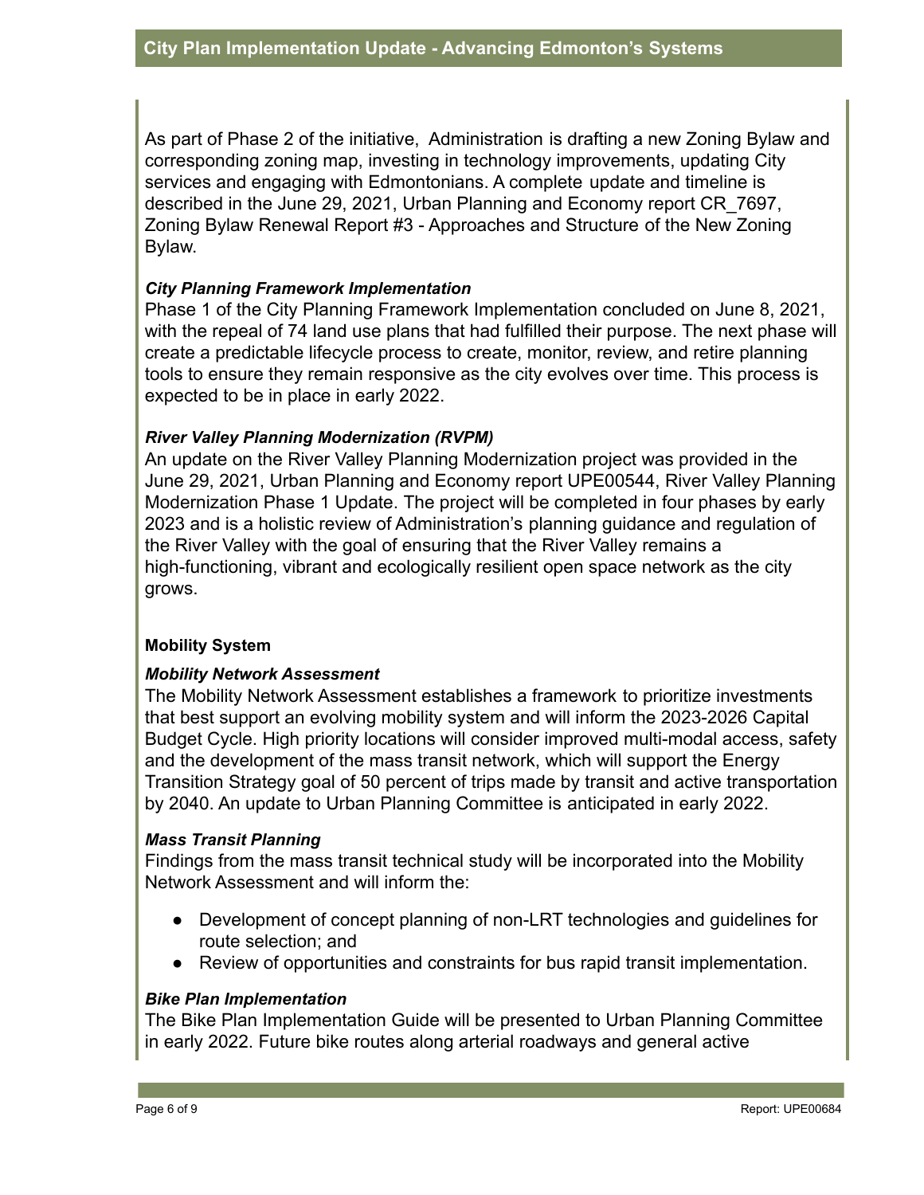As part of Phase 2 of the initiative, Administration is drafting a new Zoning Bylaw and corresponding zoning map, investing in technology improvements, updating City services and engaging with Edmontonians. A complete update and timeline is described in the June 29, 2021, Urban Planning and Economy report CR_7697, Zoning Bylaw Renewal Report #3 - Approaches and Structure of the New Zoning Bylaw.

***City Planning Framework Implementation***

Phase 1 of the City Planning Framework Implementation concluded on June 8, 2021, with the repeal of 74 land use plans that had fulfilled their purpose. The next phase will create a predictable lifecycle process to create, monitor, review, and retire planning tools to ensure they remain responsive as the city evolves over time. This process is expected to be in place in early 2022.

***River Valley Planning Modernization (RVPM)***

An update on the River Valley Planning Modernization project was provided in the June 29, 2021, Urban Planning and Economy report UPE00544, River Valley Planning Modernization Phase 1 Update. The project will be completed in four phases by early 2023 and is a holistic review of Administration's planning guidance and regulation of the River Valley with the goal of ensuring that the River Valley remains a high-functioning, vibrant and ecologically resilient open space network as the city grows.

**Mobility System**

***Mobility Network Assessment***

The Mobility Network Assessment establishes a framework to prioritize investments that best support an evolving mobility system and will inform the 2023-2026 Capital Budget Cycle. High priority locations will consider improved multi-modal access, safety and the development of the mass transit network, which will support the Energy Transition Strategy goal of 50 percent of trips made by transit and active transportation by 2040. An update to Urban Planning Committee is anticipated in early 2022.

***Mass Transit Planning***

Findings from the mass transit technical study will be incorporated into the Mobility Network Assessment and will inform the:

- Development of concept planning of non-LRT technologies and guidelines for route selection; and
- Review of opportunities and constraints for bus rapid transit implementation.

***Bike Plan Implementation***

The Bike Plan Implementation Guide will be presented to Urban Planning Committee in early 2022. Future bike routes along arterial roadways and general active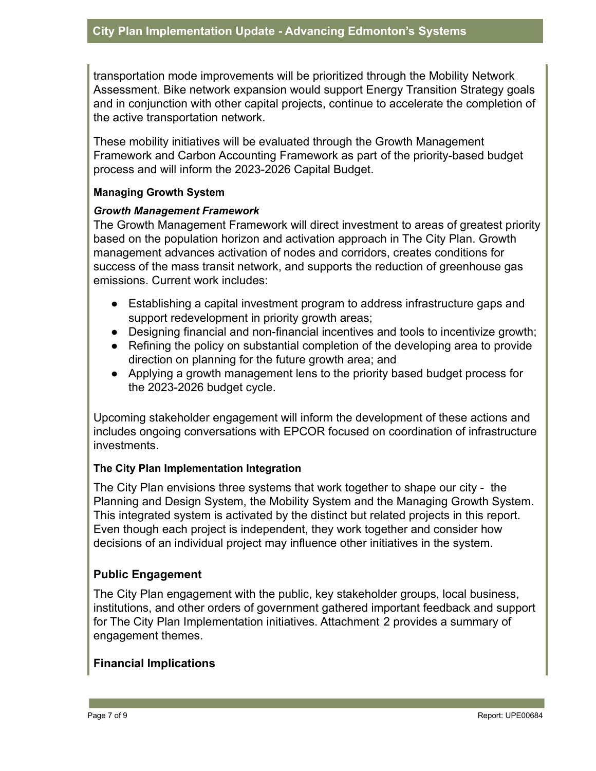transportation mode improvements will be prioritized through the Mobility Network Assessment. Bike network expansion would support Energy Transition Strategy goals and in conjunction with other capital projects, continue to accelerate the completion of the active transportation network.

These mobility initiatives will be evaluated through the Growth Management Framework and Carbon Accounting Framework as part of the priority-based budget process and will inform the 2023-2026 Capital Budget.

**Managing Growth System**

***Growth Management Framework***

The Growth Management Framework will direct investment to areas of greatest priority based on the population horizon and activation approach in The City Plan. Growth management advances activation of nodes and corridors, creates conditions for success of the mass transit network, and supports the reduction of greenhouse gas emissions. Current work includes:

- Establishing a capital investment program to address infrastructure gaps and support redevelopment in priority growth areas;
- Designing financial and non-financial incentives and tools to incentivize growth;
- Refining the policy on substantial completion of the developing area to provide direction on planning for the future growth area; and
- Applying a growth management lens to the priority based budget process for the 2023-2026 budget cycle.

Upcoming stakeholder engagement will inform the development of these actions and includes ongoing conversations with EPCOR focused on coordination of infrastructure investments.

**The City Plan Implementation Integration**

The City Plan envisions three systems that work together to shape our city - the Planning and Design System, the Mobility System and the Managing Growth System. This integrated system is activated by the distinct but related projects in this report. Even though each project is independent, they work together and consider how decisions of an individual project may influence other initiatives in the system.

## Public Engagement

The City Plan engagement with the public, key stakeholder groups, local business, institutions, and other orders of government gathered important feedback and support for The City Plan Implementation initiatives. Attachment 2 provides a summary of engagement themes.

## Financial Implications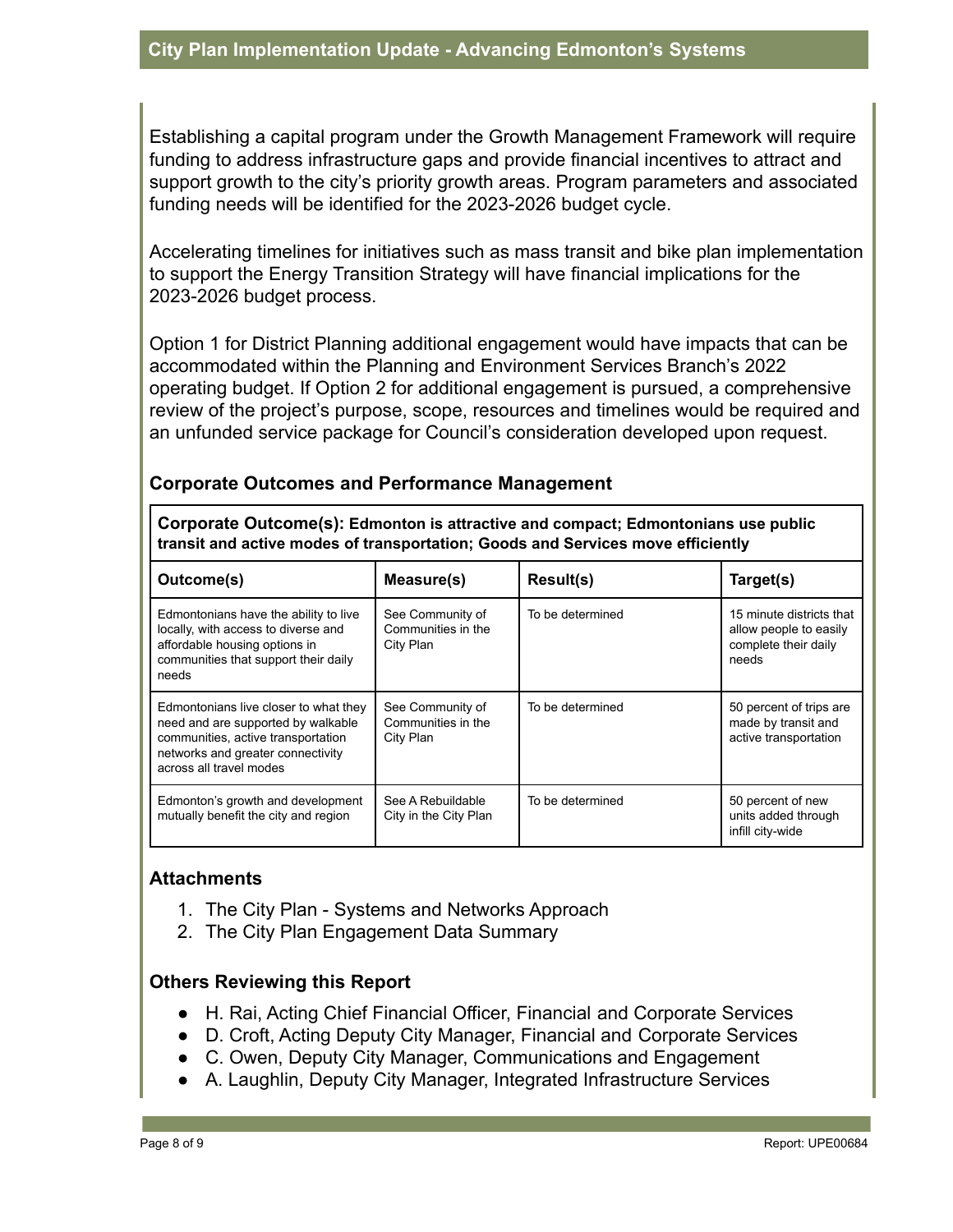Establishing a capital program under the Growth Management Framework will require funding to address infrastructure gaps and provide financial incentives to attract and support growth to the city's priority growth areas. Program parameters and associated funding needs will be identified for the 2023-2026 budget cycle.

Accelerating timelines for initiatives such as mass transit and bike plan implementation to support the Energy Transition Strategy will have financial implications for the 2023-2026 budget process.

Option 1 for District Planning additional engagement would have impacts that can be accommodated within the Planning and Environment Services Branch's 2022 operating budget. If Option 2 for additional engagement is pursued, a comprehensive review of the project's purpose, scope, resources and timelines would be required and an unfunded service package for Council's consideration developed upon request.

## Corporate Outcomes and Performance Management

**Corporate Outcome(s): Edmonton is attractive and compact; Edmontonians use public transit and active modes of transportation; Goods and Services move efficiently**

| Outcome(s) | Measure(s) | Result(s) | Target(s) |
|---|---|---|---|
| Edmontonians have the ability to live locally, with access to diverse and affordable housing options in communities that support their daily needs | See Community of Communities in the City Plan | To be determined | 15 minute districts that allow people to easily complete their daily needs |
| Edmontonians live closer to what they need and are supported by walkable communities, active transportation networks and greater connectivity across all travel modes | See Community of Communities in the City Plan | To be determined | 50 percent of trips are made by transit and active transportation |
| Edmonton's growth and development mutually benefit the city and region | See A Rebuildable City in the City Plan | To be determined | 50 percent of new units added through infill city-wide |

## Attachments

1. The City Plan - Systems and Networks Approach
2. The City Plan Engagement Data Summary

## Others Reviewing this Report

- H. Rai, Acting Chief Financial Officer, Financial and Corporate Services
- D. Croft, Acting Deputy City Manager, Financial and Corporate Services
- C. Owen, Deputy City Manager, Communications and Engagement
- A. Laughlin, Deputy City Manager, Integrated Infrastructure Services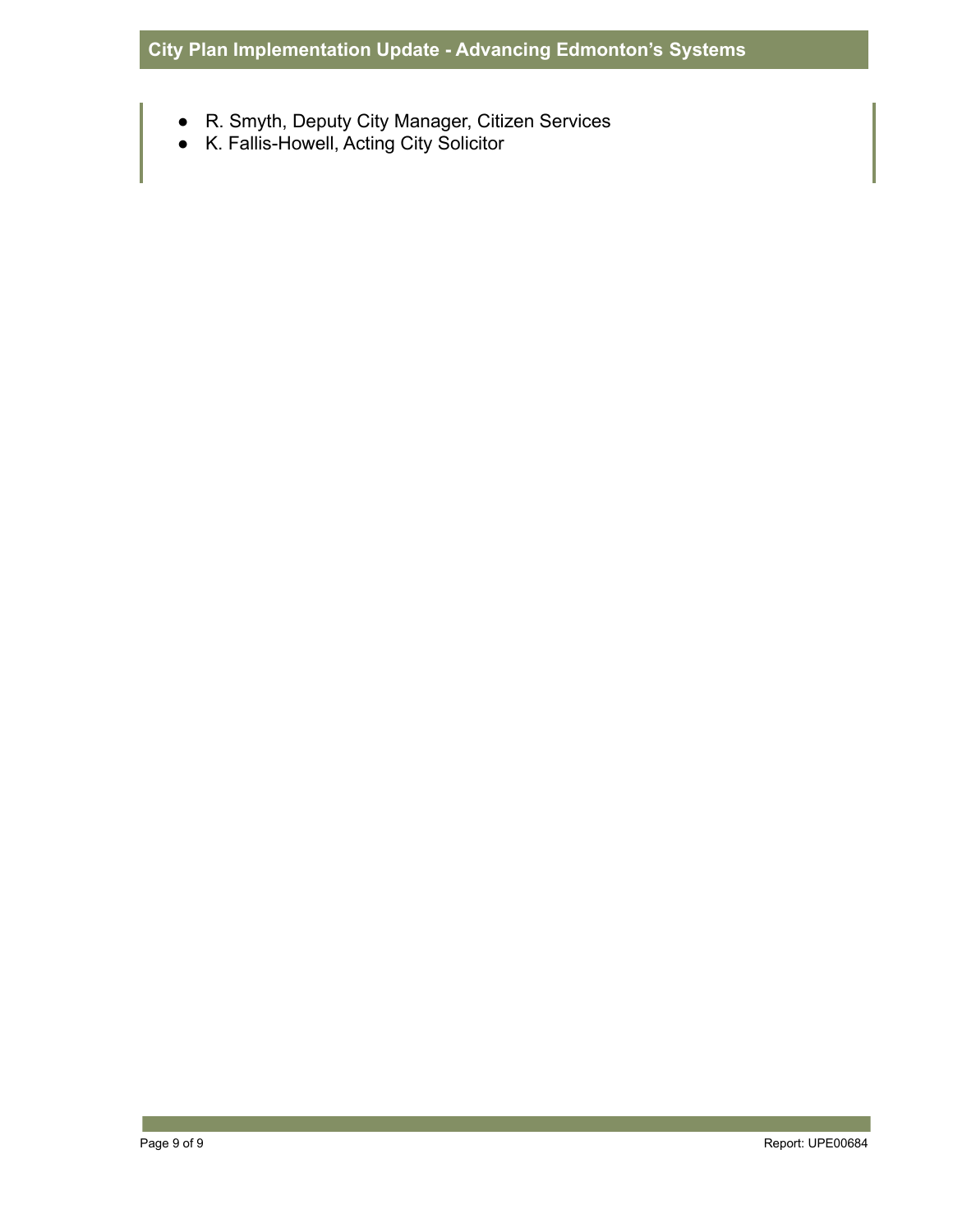- R. Smyth, Deputy City Manager, Citizen Services
- K. Fallis-Howell, Acting City Solicitor